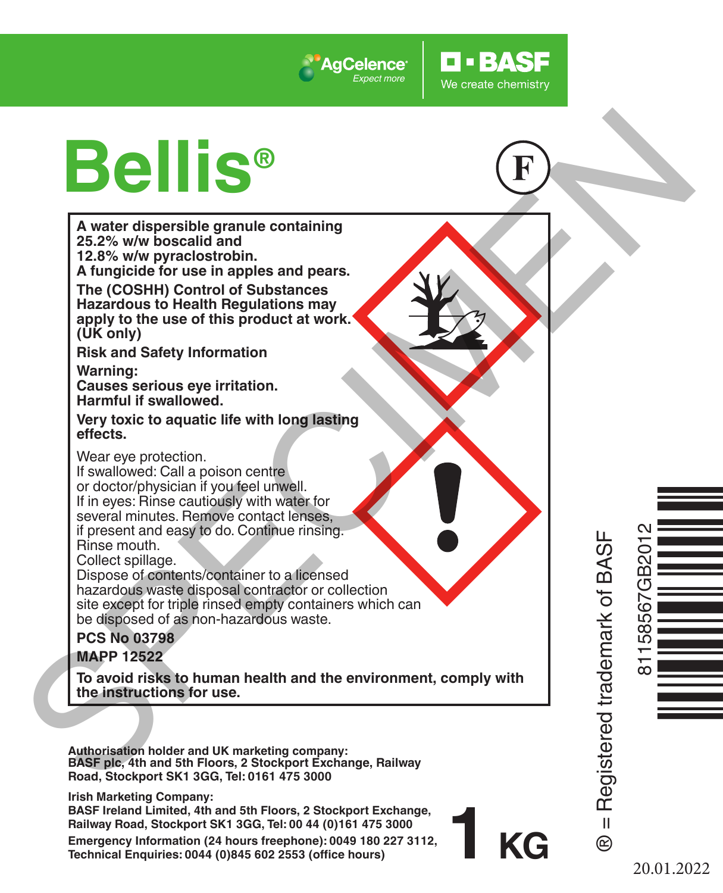AgCelence® Expect more | BASF We create chemistry

# Bellis®

(F)

**A water dispersible granule containing 25.2% w/w boscalid and 12.8% w/w pyraclostrobin.**
**A fungicide for use in apples and pears.**

**The (COSHH) Control of Substances Hazardous to Health Regulations may apply to the use of this product at work. (UK only)**

**Risk and Safety Information**

**Warning:**
**Causes serious eye irritation.**
**Harmful if swallowed.**

**Very toxic to aquatic life with long lasting effects.**

Wear eye protection.
If swallowed: Call a poison centre or doctor/physician if you feel unwell.
If in eyes: Rinse cautiously with water for several minutes. Remove contact lenses, if present and easy to do. Continue rinsing.
Rinse mouth.
Collect spillage.
Dispose of contents/container to a licensed hazardous waste disposal contractor or collection site except for triple rinsed empty containers which can be disposed of as non-hazardous waste.

**PCS No 03798**

**MAPP 12522**

**To avoid risks to human health and the environment, comply with the instructions for use.**

**Authorisation holder and UK marketing company:**
**BASF plc, 4th and 5th Floors, 2 Stockport Exchange, Railway Road, Stockport SK1 3GG, Tel: 0161 475 3000**

**Irish Marketing Company:**
**BASF Ireland Limited, 4th and 5th Floors, 2 Stockport Exchange, Railway Road, Stockport SK1 3GG, Tel: 00 44 (0)161 475 3000**
**Emergency Information (24 hours freephone): 0049 180 227 3112,**
**Technical Enquiries: 0044 (0)845 602 2553 (office hours)**

**1 KG**

® = Registered trademark of BASF

81158567GB2012

20.01.2022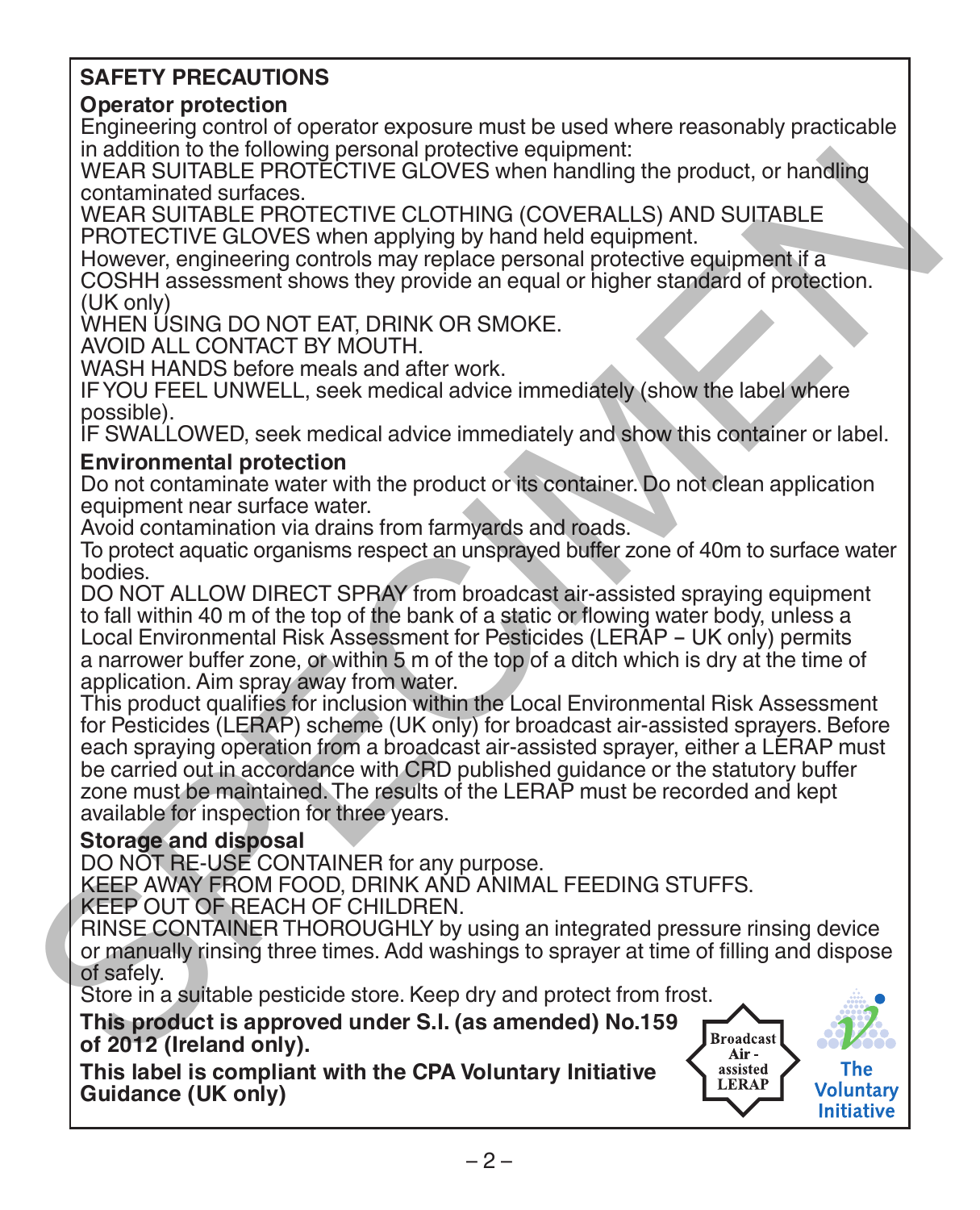## SAFETY PRECAUTIONS

### Operator protection

Engineering control of operator exposure must be used where reasonably practicable in addition to the following personal protective equipment:
WEAR SUITABLE PROTECTIVE GLOVES when handling the product, or handling contaminated surfaces.
WEAR SUITABLE PROTECTIVE CLOTHING (COVERALLS) AND SUITABLE PROTECTIVE GLOVES when applying by hand held equipment.
However, engineering controls may replace personal protective equipment if a COSHH assessment shows they provide an equal or higher standard of protection. (UK only)
WHEN USING DO NOT EAT, DRINK OR SMOKE.
AVOID ALL CONTACT BY MOUTH.
WASH HANDS before meals and after work.
IF YOU FEEL UNWELL, seek medical advice immediately (show the label where possible).
IF SWALLOWED, seek medical advice immediately and show this container or label.

### Environmental protection

Do not contaminate water with the product or its container. Do not clean application equipment near surface water.
Avoid contamination via drains from farmyards and roads.
To protect aquatic organisms respect an unsprayed buffer zone of 40m to surface water bodies.
DO NOT ALLOW DIRECT SPRAY from broadcast air-assisted spraying equipment to fall within 40 m of the top of the bank of a static or flowing water body, unless a Local Environmental Risk Assessment for Pesticides (LERAP – UK only) permits a narrower buffer zone, or within 5 m of the top of a ditch which is dry at the time of application. Aim spray away from water.
This product qualifies for inclusion within the Local Environmental Risk Assessment for Pesticides (LERAP) scheme (UK only) for broadcast air-assisted sprayers. Before each spraying operation from a broadcast air-assisted sprayer, either a LERAP must be carried out in accordance with CRD published guidance or the statutory buffer zone must be maintained. The results of the LERAP must be recorded and kept available for inspection for three years.

### Storage and disposal

DO NOT RE-USE CONTAINER for any purpose.
KEEP AWAY FROM FOOD, DRINK AND ANIMAL FEEDING STUFFS.
KEEP OUT OF REACH OF CHILDREN.
RINSE CONTAINER THOROUGHLY by using an integrated pressure rinsing device or manually rinsing three times. Add washings to sprayer at time of filling and dispose of safely.
Store in a suitable pesticide store. Keep dry and protect from frost.

**This product is approved under S.I. (as amended) No.159 of 2012 (Ireland only).**

**This label is compliant with the CPA Voluntary Initiative Guidance (UK only)**

Broadcast Air - assisted LERAP

The Voluntary Initiative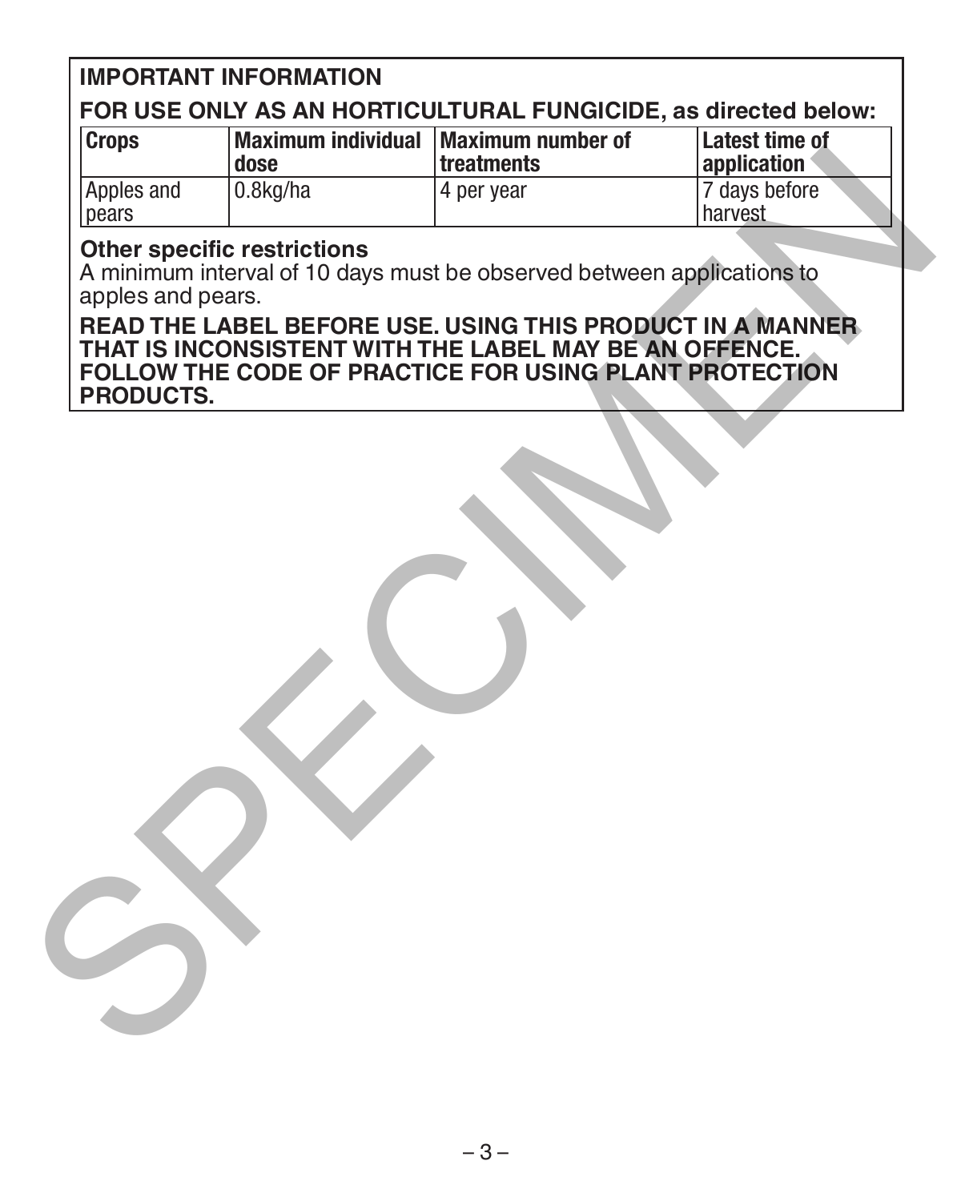**IMPORTANT INFORMATION**

**FOR USE ONLY AS AN HORTICULTURAL FUNGICIDE, as directed below:**

| Crops | Maximum individual dose | Maximum number of treatments | Latest time of application |
|---|---|---|---|
| Apples and pears | 0.8kg/ha | 4 per year | 7 days before harvest |

**Other specific restrictions**

A minimum interval of 10 days must be observed between applications to apples and pears.

**READ THE LABEL BEFORE USE. USING THIS PRODUCT IN A MANNER THAT IS INCONSISTENT WITH THE LABEL MAY BE AN OFFENCE. FOLLOW THE CODE OF PRACTICE FOR USING PLANT PROTECTION PRODUCTS.**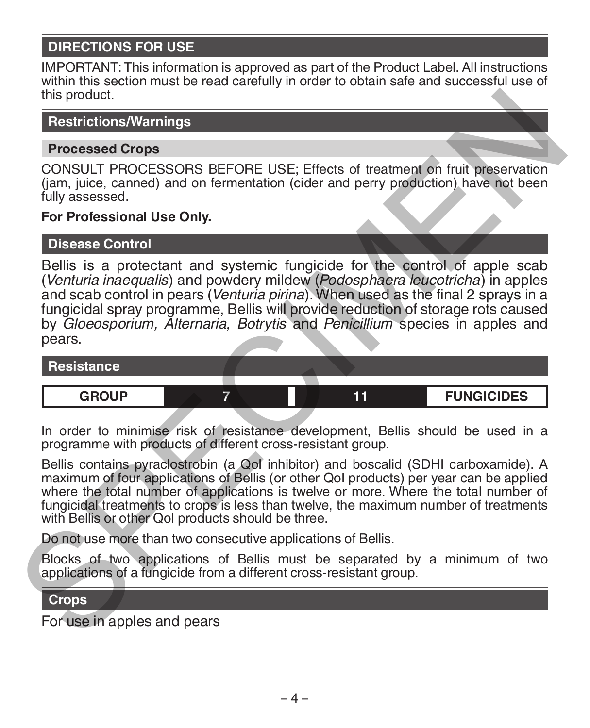## DIRECTIONS FOR USE

IMPORTANT: This information is approved as part of the Product Label. All instructions within this section must be read carefully in order to obtain safe and successful use of this product.

### Restrictions/Warnings

#### Processed Crops

CONSULT PROCESSORS BEFORE USE; Effects of treatment on fruit preservation (jam, juice, canned) and on fermentation (cider and perry production) have not been fully assessed.

**For Professional Use Only.**

### Disease Control

Bellis is a protectant and systemic fungicide for the control of apple scab (*Venturia inaequalis*) and powdery mildew (*Podosphaera leucotricha*) in apples and scab control in pears (*Venturia pirina*). When used as the final 2 sprays in a fungicidal spray programme, Bellis will provide reduction of storage rots caused by *Gloeosporium, Alternaria, Botrytis* and *Penicillium* species in apples and pears.

### Resistance

| GROUP | 7 | 11 | FUNGICIDES |
|---|---|---|---|

In order to minimise risk of resistance development, Bellis should be used in a programme with products of different cross-resistant group.

Bellis contains pyraclostrobin (a QoI inhibitor) and boscalid (SDHI carboxamide). A maximum of four applications of Bellis (or other QoI products) per year can be applied where the total number of applications is twelve or more. Where the total number of fungicidal treatments to crops is less than twelve, the maximum number of treatments with Bellis or other QoI products should be three.

Do not use more than two consecutive applications of Bellis.

Blocks of two applications of Bellis must be separated by a minimum of two applications of a fungicide from a different cross-resistant group.

### Crops

For use in apples and pears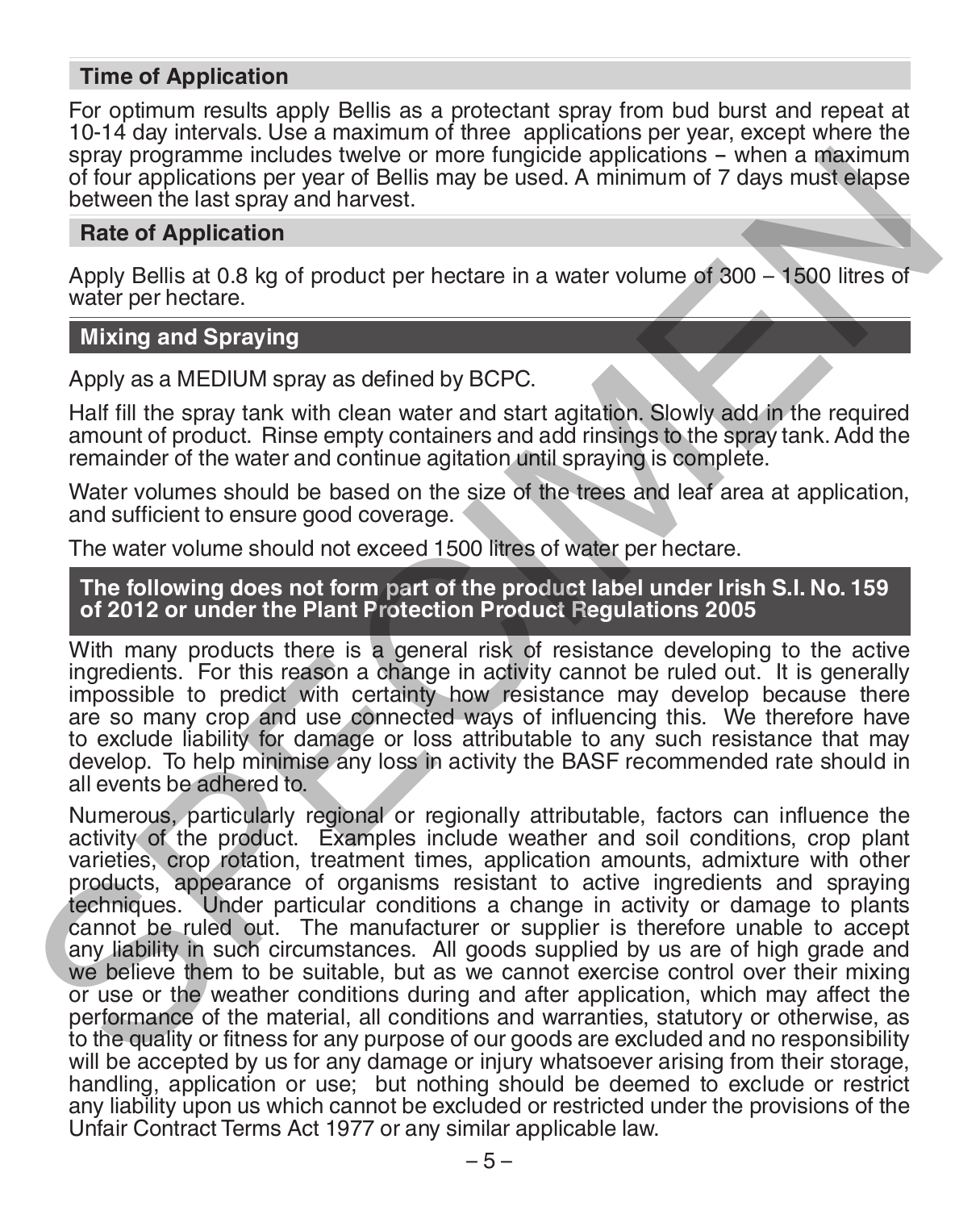## Time of Application

For optimum results apply Bellis as a protectant spray from bud burst and repeat at 10-14 day intervals. Use a maximum of three applications per year, except where the spray programme includes twelve or more fungicide applications – when a maximum of four applications per year of Bellis may be used. A minimum of 7 days must elapse between the last spray and harvest.

## Rate of Application

Apply Bellis at 0.8 kg of product per hectare in a water volume of 300 – 1500 litres of water per hectare.

## Mixing and Spraying

Apply as a MEDIUM spray as defined by BCPC.

Half fill the spray tank with clean water and start agitation. Slowly add in the required amount of product. Rinse empty containers and add rinsings to the spray tank. Add the remainder of the water and continue agitation until spraying is complete.

Water volumes should be based on the size of the trees and leaf area at application, and sufficient to ensure good coverage.

The water volume should not exceed 1500 litres of water per hectare.

## The following does not form part of the product label under Irish S.I. No. 159 of 2012 or under the Plant Protection Product Regulations 2005

With many products there is a general risk of resistance developing to the active ingredients. For this reason a change in activity cannot be ruled out. It is generally impossible to predict with certainty how resistance may develop because there are so many crop and use connected ways of influencing this. We therefore have to exclude liability for damage or loss attributable to any such resistance that may develop. To help minimise any loss in activity the BASF recommended rate should in all events be adhered to.

Numerous, particularly regional or regionally attributable, factors can influence the activity of the product. Examples include weather and soil conditions, crop plant varieties, crop rotation, treatment times, application amounts, admixture with other products, appearance of organisms resistant to active ingredients and spraying techniques. Under particular conditions a change in activity or damage to plants cannot be ruled out. The manufacturer or supplier is therefore unable to accept any liability in such circumstances. All goods supplied by us are of high grade and we believe them to be suitable, but as we cannot exercise control over their mixing or use or the weather conditions during and after application, which may affect the performance of the material, all conditions and warranties, statutory or otherwise, as to the quality or fitness for any purpose of our goods are excluded and no responsibility will be accepted by us for any damage or injury whatsoever arising from their storage, handling, application or use; but nothing should be deemed to exclude or restrict any liability upon us which cannot be excluded or restricted under the provisions of the Unfair Contract Terms Act 1977 or any similar applicable law.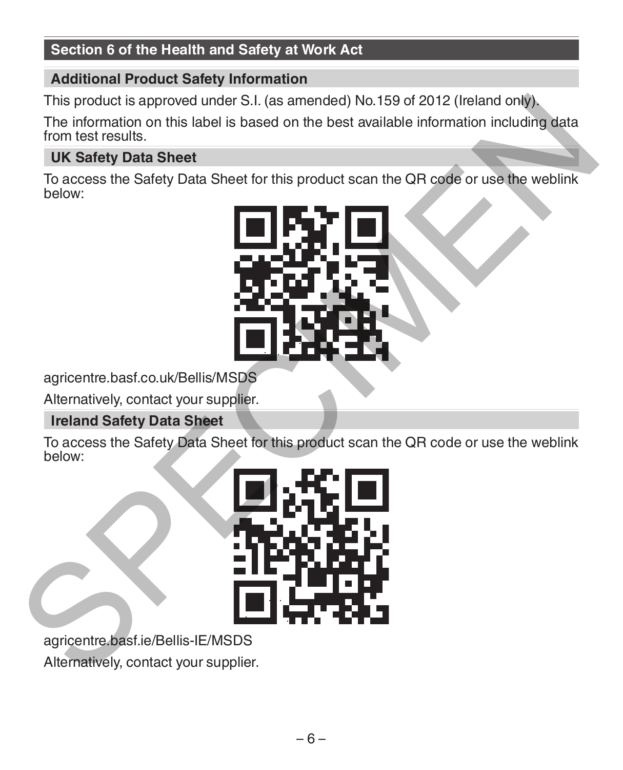## Section 6 of the Health and Safety at Work Act

### Additional Product Safety Information

This product is approved under S.I. (as amended) No.159 of 2012 (Ireland only).

The information on this label is based on the best available information including data from test results.

### UK Safety Data Sheet

To access the Safety Data Sheet for this product scan the QR code or use the weblink below:

agricentre.basf.co.uk/Bellis/MSDS

Alternatively, contact your supplier.

### Ireland Safety Data Sheet

To access the Safety Data Sheet for this product scan the QR code or use the weblink below:

agricentre.basf.ie/Bellis-IE/MSDS

Alternatively, contact your supplier.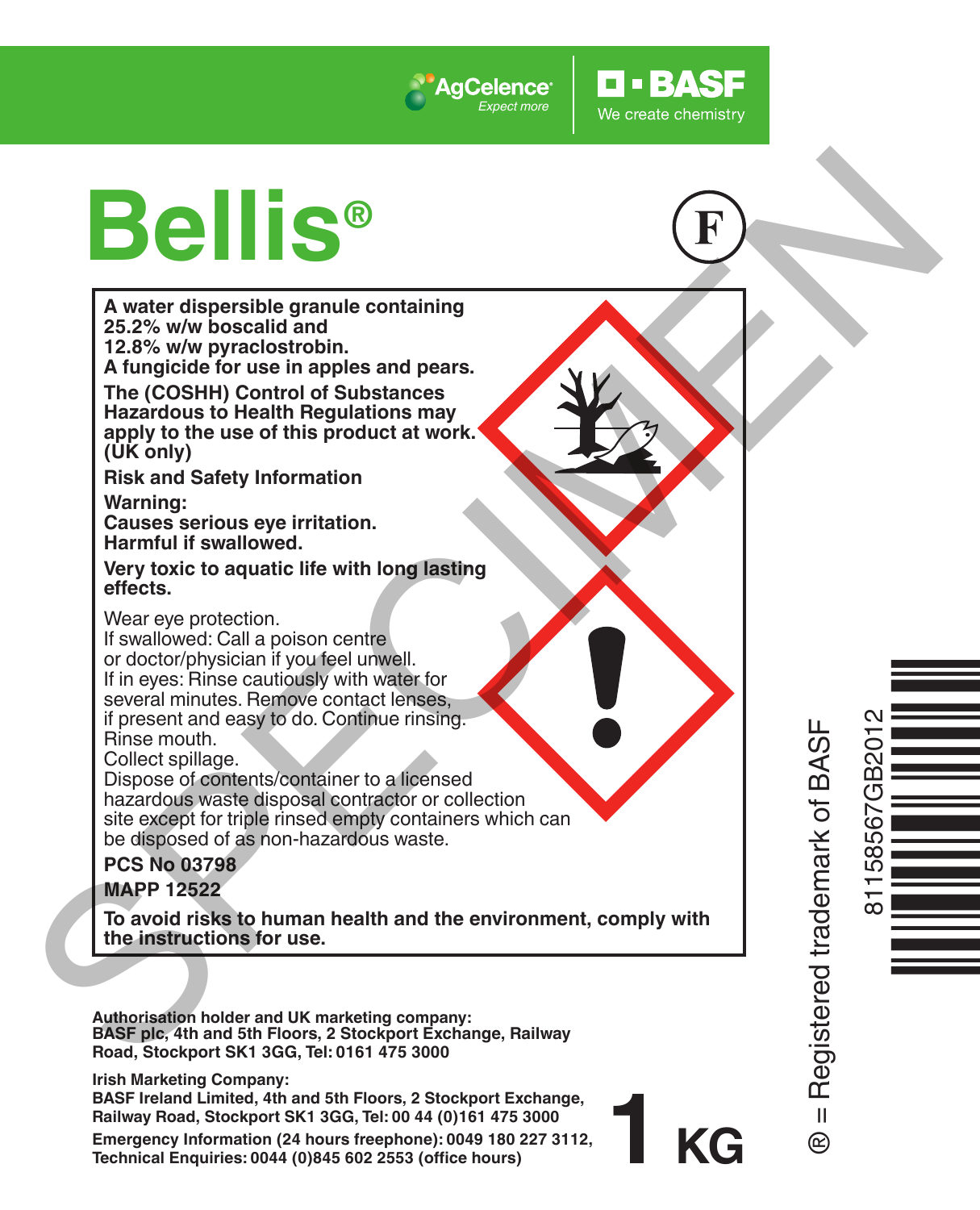AgCelence
Expect more

BASF
We create chemistry

# Bellis®

F

**A water dispersible granule containing 25.2% w/w boscalid and 12.8% w/w pyraclostrobin.**
**A fungicide for use in apples and pears.**

**The (COSHH) Control of Substances Hazardous to Health Regulations may apply to the use of this product at work. (UK only)**

**Risk and Safety Information**

**Warning:**
**Causes serious eye irritation.**
**Harmful if swallowed.**

**Very toxic to aquatic life with long lasting effects.**

Wear eye protection.
If swallowed: Call a poison centre or doctor/physician if you feel unwell.
If in eyes: Rinse cautiously with water for several minutes. Remove contact lenses, if present and easy to do. Continue rinsing.
Rinse mouth.
Collect spillage.
Dispose of contents/container to a licensed hazardous waste disposal contractor or collection site except for triple rinsed empty containers which can be disposed of as non-hazardous waste.

**PCS No 03798**

**MAPP 12522**

**To avoid risks to human health and the environment, comply with the instructions for use.**

**Authorisation holder and UK marketing company:**
**BASF plc, 4th and 5th Floors, 2 Stockport Exchange, Railway Road, Stockport SK1 3GG, Tel: 0161 475 3000**

**Irish Marketing Company:**
**BASF Ireland Limited, 4th and 5th Floors, 2 Stockport Exchange, Railway Road, Stockport SK1 3GG, Tel: 00 44 (0)161 475 3000**
**Emergency Information (24 hours freephone): 0049 180 227 3112,**
**Technical Enquiries: 0044 (0)845 602 2553 (office hours)**

**1 KG**

® = Registered trademark of BASF

81158567GB2012

SPECIMEN